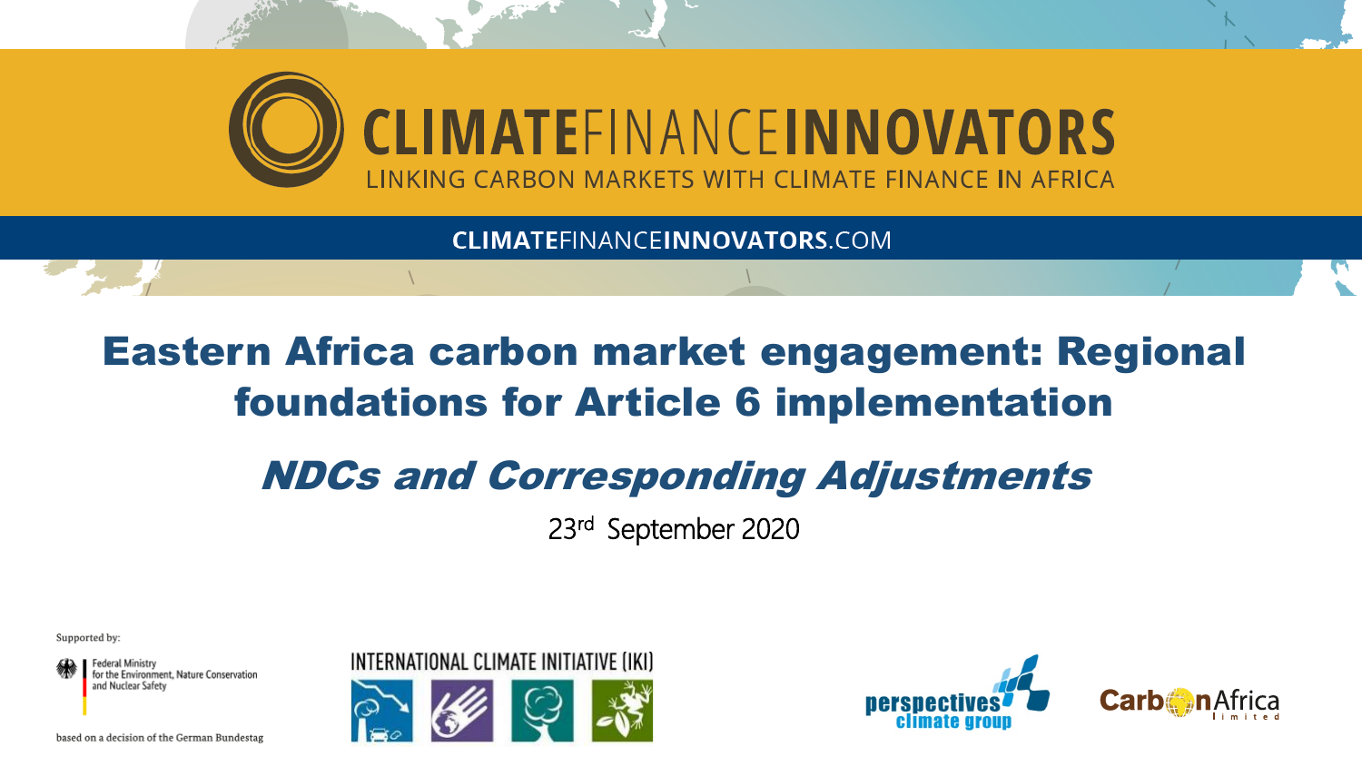**CLIMATEFINANCEINNOVATORS**

LINKING CARBON MARKETS WITH CLIMATE FINANCE IN AFRICA

CLIMATEFINANCEINNOVATORS.COM

# Eastern Africa carbon market engagement: Regional foundations for Article 6 implementation

## *NDCs and Corresponding Adjustments*

23rd September 2020

Supported by:

Federal Ministry for the Environment, Nature Conservation and Nuclear Safety

based on a decision of the German Bundestag

INTERNATIONAL CLIMATE INITIATIVE (IKI)

perspectives climate group

CarbonAfrica limited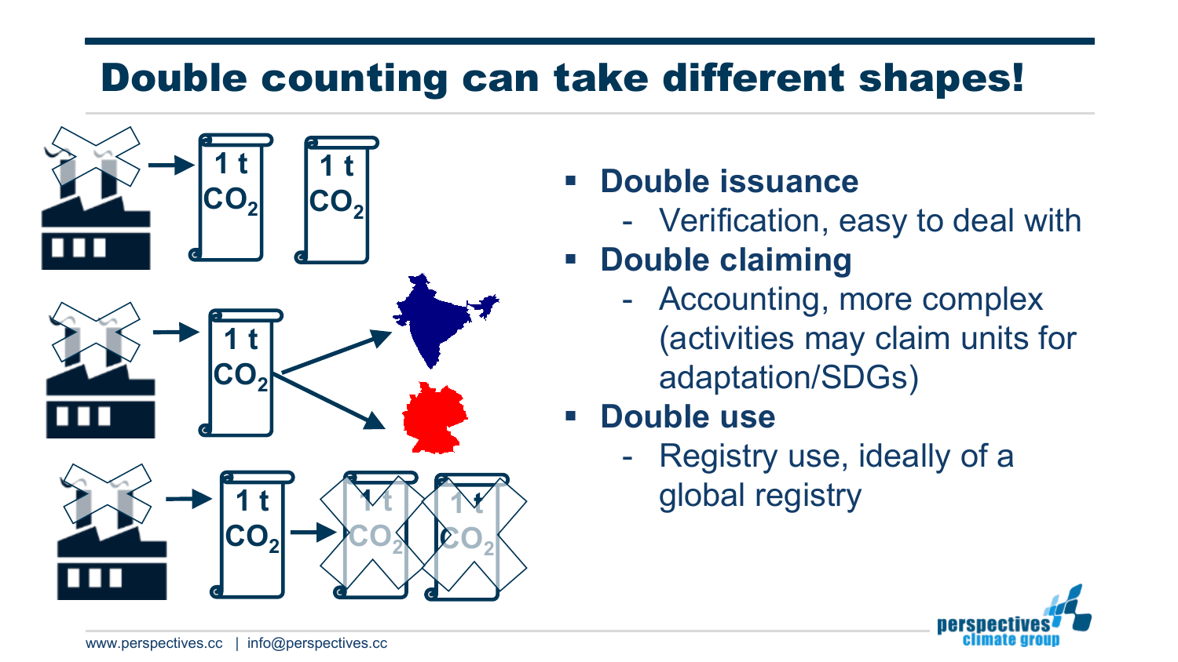# Double counting can take different shapes!

- **Double issuance**
  - Verification, easy to deal with
- **Double claiming**
  - Accounting, more complex (activities may claim units for adaptation/SDGs)
- **Double use**
  - Registry use, ideally of a global registry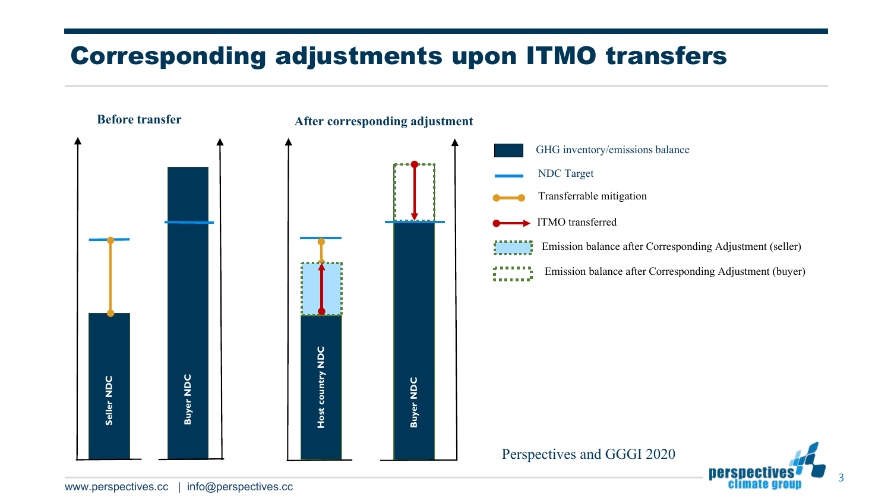# Corresponding adjustments upon ITMO transfers

**Before transfer**

Seller NDC

Buyer NDC

**After corresponding adjustment**

Host country NDC

Buyer NDC

- GHG inventory/emissions balance
- NDC Target
- Transferrable mitigation
- ITMO transferred
- Emission balance after Corresponding Adjustment (seller)
- Emission balance after Corresponding Adjustment (buyer)

Perspectives and GGGI 2020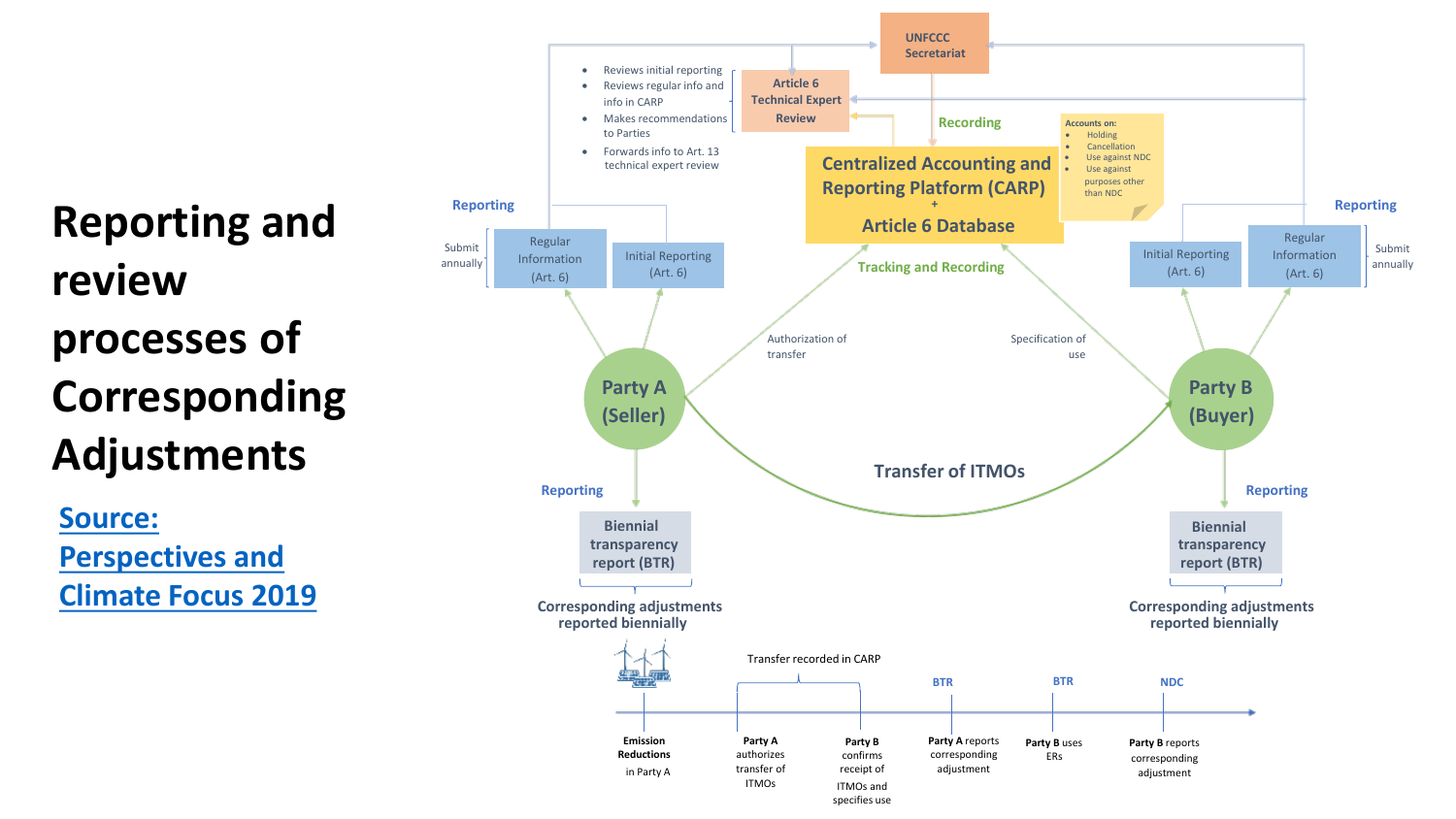# Reporting and review processes of Corresponding Adjustments

[Source: Perspectives and Climate Focus 2019]

**UNFCCC Secretariat**

**Article 6 Technical Expert Review**

- Reviews initial reporting
- Reviews regular info and info in CARP
- Makes recommendations to Parties
- Forwards info to Art. 13 technical expert review

**Recording**

**Centralized Accounting and Reporting Platform (CARP) + Article 6 Database**

Accounts on:

- Holding
- Cancellation
- Use against NDC
- Use against purposes other than NDC

**Tracking and Recording**

**Reporting**

Submit annually — Regular Information (Art. 6) | Initial Reporting (Art. 6)

Initial Reporting (Art. 6) | Regular Information (Art. 6) — Submit annually

**Party A (Seller)** — Authorization of transfer

**Party B (Buyer)** — Specification of use

**Transfer of ITMOs**

**Reporting** — **Biennial transparency report (BTR)** — **Corresponding adjustments reported biennially** (Party A)

**Reporting** — **Biennial transparency report (BTR)** — **Corresponding adjustments reported biennially** (Party B)

Timeline:

- **Emission Reductions** in Party A
- Transfer recorded in CARP: **Party A** authorizes transfer of ITMOs; **Party B** confirms receipt of ITMOs and specifies use
- BTR: **Party A** reports corresponding adjustment
- BTR: **Party B** uses ERs
- NDC: **Party B** reports corresponding adjustment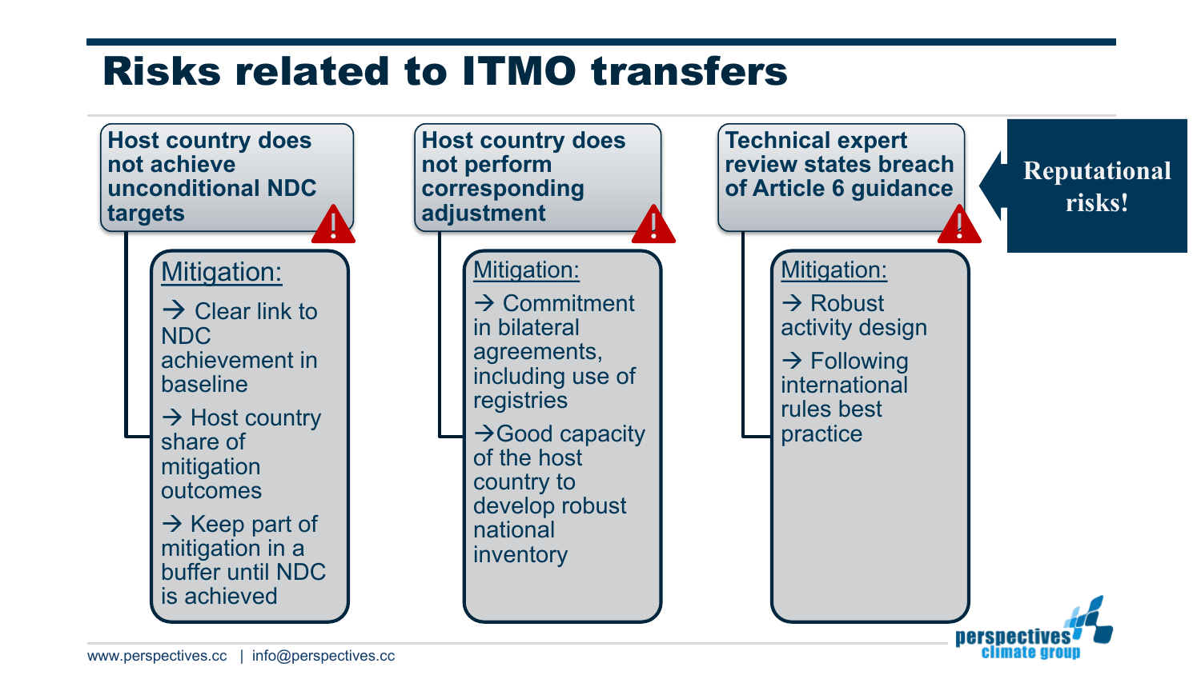# Risks related to ITMO transfers

### Host country does not achieve unconditional NDC targets

Mitigation:

- → Clear link to NDC achievement in baseline
- → Host country share of mitigation outcomes
- → Keep part of mitigation in a buffer until NDC is achieved

### Host country does not perform corresponding adjustment

Mitigation:

- → Commitment in bilateral agreements, including use of registries
- →Good capacity of the host country to develop robust national inventory

### Technical expert review states breach of Article 6 guidance

Mitigation:

- → Robust activity design
- → Following international rules best practice

**Reputational risks!**

www.perspectives.cc | info@perspectives.cc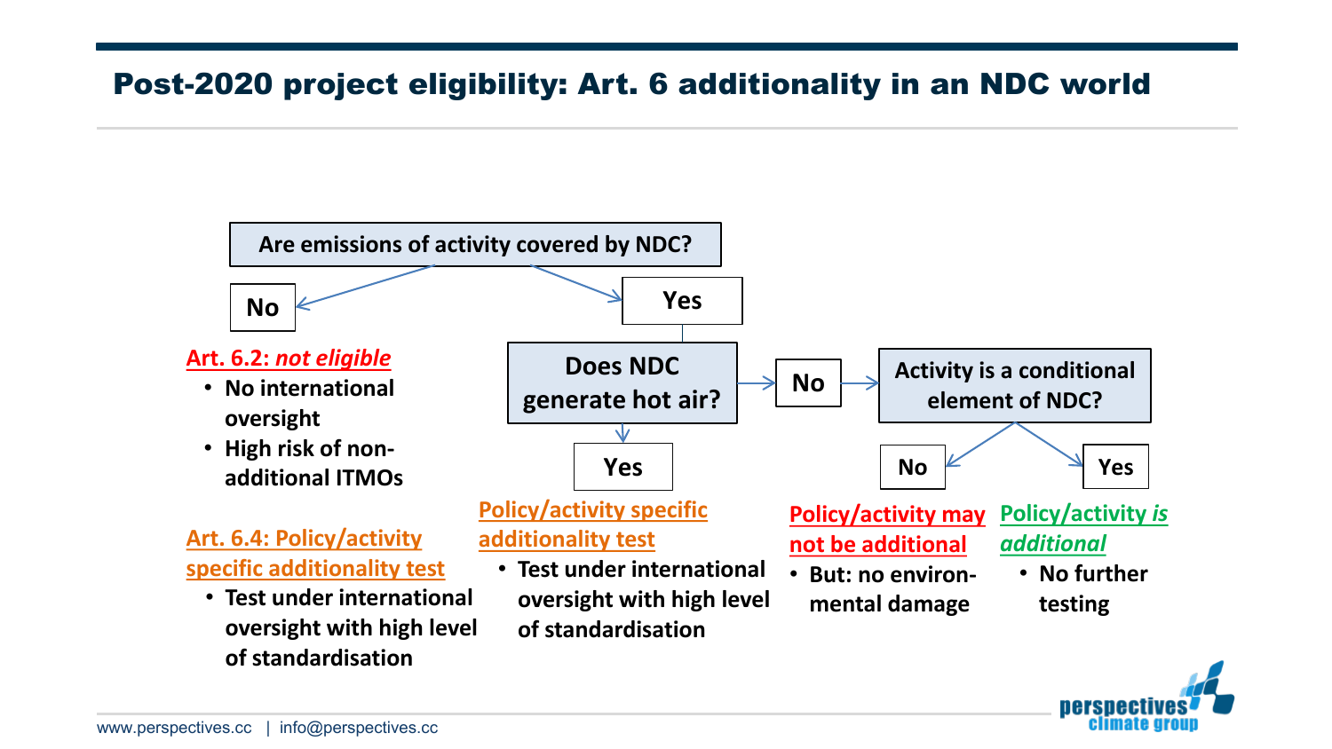# Post-2020 project eligibility: Art. 6 additionality in an NDC world

**Are emissions of activity covered by NDC?**

**No**

**Art. 6.2: *not eligible***

- No international oversight
- High risk of non-additional ITMOs

**Art. 6.4: Policy/activity specific additionality test**

- Test under international oversight with high level of standardisation

**Yes**

**Does NDC generate hot air?**

**Yes**

**Policy/activity specific additionality test**

- Test under international oversight with high level of standardisation

**No**

**Activity is a conditional element of NDC?**

**No**

**Policy/activity may not be additional**

- But: no environmental damage

**Yes**

**Policy/activity *is additional***

- No further testing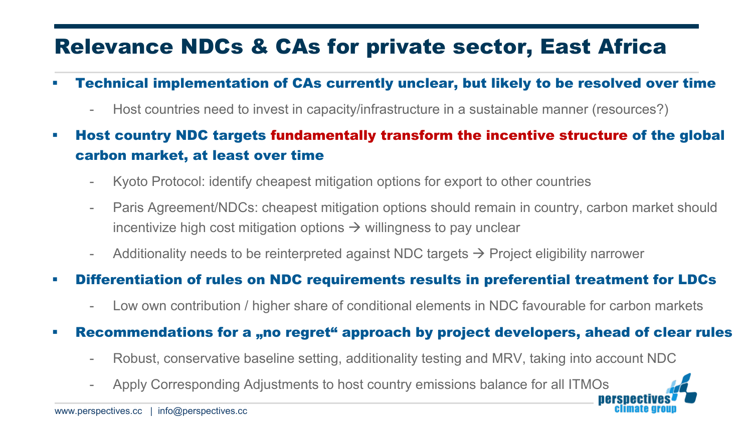# Relevance NDCs & CAs for private sector, East Africa

- **Technical implementation of CAs currently unclear, but likely to be resolved over time**
  - Host countries need to invest in capacity/infrastructure in a sustainable manner (resources?)
- **Host country NDC targets fundamentally transform the incentive structure of the global carbon market, at least over time**
  - Kyoto Protocol: identify cheapest mitigation options for export to other countries
  - Paris Agreement/NDCs: cheapest mitigation options should remain in country, carbon market should incentivize high cost mitigation options → willingness to pay unclear
  - Additionality needs to be reinterpreted against NDC targets → Project eligibility narrower
- **Differentiation of rules on NDC requirements results in preferential treatment for LDCs**
  - Low own contribution / higher share of conditional elements in NDC favourable for carbon markets
- **Recommendations for a „no regret“ approach by project developers, ahead of clear rules**
  - Robust, conservative baseline setting, additionality testing and MRV, taking into account NDC
  - Apply Corresponding Adjustments to host country emissions balance for all ITMOs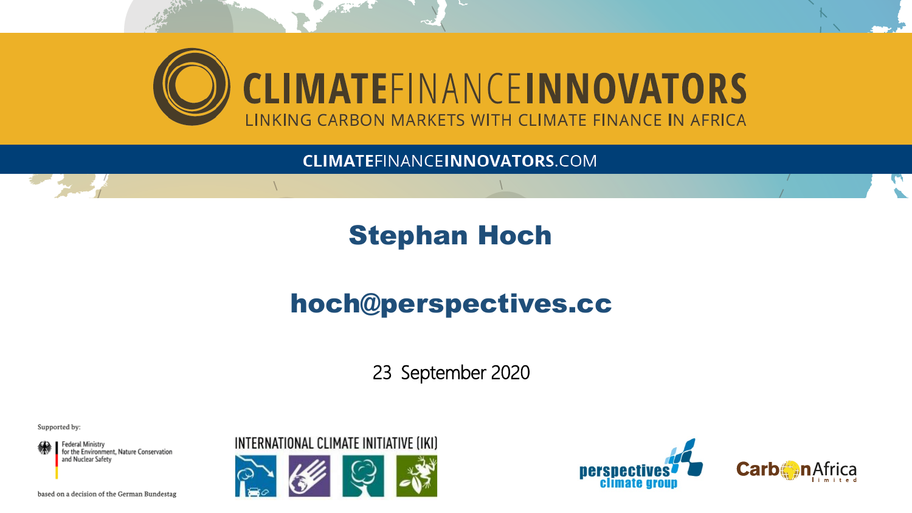# CLIMATEFINANCEINNOVATORS

LINKING CARBON MARKETS WITH CLIMATE FINANCE IN AFRICA

CLIMATEFINANCEINNOVATORS.COM

## Stephan Hoch

## hoch@perspectives.cc

23 September 2020

Supported by:

Federal Ministry for the Environment, Nature Conservation and Nuclear Safety

based on a decision of the German Bundestag

INTERNATIONAL CLIMATE INITIATIVE (IKI)

perspectives climate group

CarbonAfrica limited